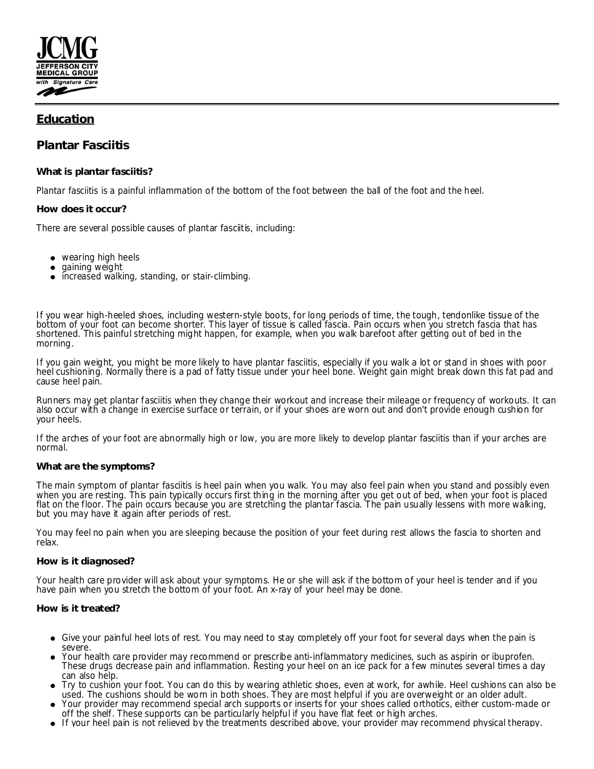JCMG
JEFFERSON CITY MEDICAL GROUP
with Signature Care

## Education

## Plantar Fasciitis

### What is plantar fasciitis?

Plantar fasciitis is a painful inflammation of the bottom of the foot between the ball of the foot and the heel.

### How does it occur?

There are several possible causes of plantar fasciitis, including:

- wearing high heels
- gaining weight
- increased walking, standing, or stair-climbing.

If you wear high-heeled shoes, including western-style boots, for long periods of time, the tough, tendonlike tissue of the bottom of your foot can become shorter. This layer of tissue is called fascia. Pain occurs when you stretch fascia that has shortened. This painful stretching might happen, for example, when you walk barefoot after getting out of bed in the morning.

If you gain weight, you might be more likely to have plantar fasciitis, especially if you walk a lot or stand in shoes with poor heel cushioning. Normally there is a pad of fatty tissue under your heel bone. Weight gain might break down this fat pad and cause heel pain.

Runners may get plantar fasciitis when they change their workout and increase their mileage or frequency of workouts. It can also occur with a change in exercise surface or terrain, or if your shoes are worn out and don't provide enough cushion for your heels.

If the arches of your foot are abnormally high or low, you are more likely to develop plantar fasciitis than if your arches are normal.

### What are the symptoms?

The main symptom of plantar fasciitis is heel pain when you walk. You may also feel pain when you stand and possibly even when you are resting. This pain typically occurs first thing in the morning after you get out of bed, when your foot is placed flat on the floor. The pain occurs because you are stretching the plantar fascia. The pain usually lessens with more walking, but you may have it again after periods of rest.

You may feel no pain when you are sleeping because the position of your feet during rest allows the fascia to shorten and relax.

### How is it diagnosed?

Your health care provider will ask about your symptoms. He or she will ask if the bottom of your heel is tender and if you have pain when you stretch the bottom of your foot. An x-ray of your heel may be done.

### How is it treated?

- Give your painful heel lots of rest. You may need to stay completely off your foot for several days when the pain is severe.
- Your health care provider may recommend or prescribe anti-inflammatory medicines, such as aspirin or ibuprofen. These drugs decrease pain and inflammation. Resting your heel on an ice pack for a few minutes several times a day can also help.
- Try to cushion your foot. You can do this by wearing athletic shoes, even at work, for awhile. Heel cushions can also be used. The cushions should be worn in both shoes. They are most helpful if you are overweight or an older adult.
- Your provider may recommend special arch supports or inserts for your shoes called orthotics, either custom-made or off the shelf. These supports can be particularly helpful if you have flat feet or high arches.
- If your heel pain is not relieved by the treatments described above, your provider may recommend physical therapy.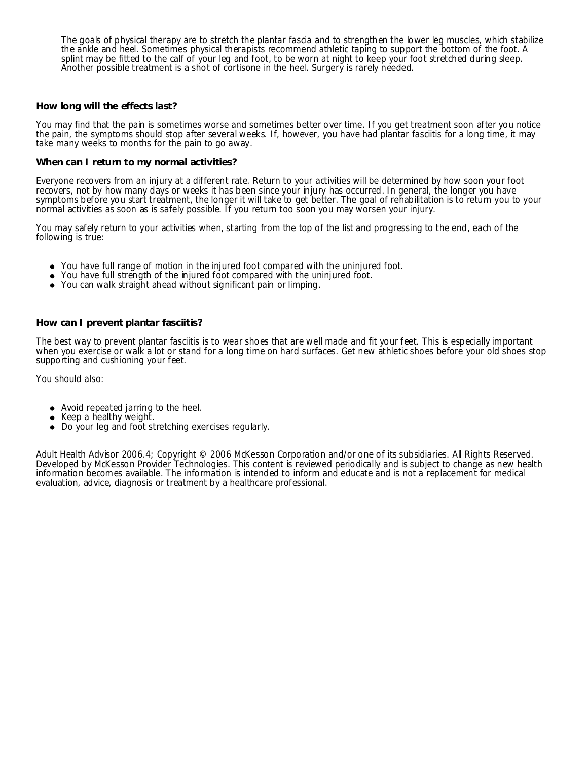The goals of physical therapy are to stretch the plantar fascia and to strengthen the lower leg muscles, which stabilize the ankle and heel. Sometimes physical therapists recommend athletic taping to support the bottom of the foot. A splint may be fitted to the calf of your leg and foot, to be worn at night to keep your foot stretched during sleep. Another possible treatment is a shot of cortisone in the heel. Surgery is rarely needed.

**How long will the effects last?**

You may find that the pain is sometimes worse and sometimes better over time. If you get treatment soon after you notice the pain, the symptoms should stop after several weeks. If, however, you have had plantar fasciitis for a long time, it may take many weeks to months for the pain to go away.

**When can I return to my normal activities?**

Everyone recovers from an injury at a different rate. Return to your activities will be determined by how soon your foot recovers, not by how many days or weeks it has been since your injury has occurred. In general, the longer you have symptoms before you start treatment, the longer it will take to get better. The goal of rehabilitation is to return you to your normal activities as soon as is safely possible. If you return too soon you may worsen your injury.

You may safely return to your activities when, starting from the top of the list and progressing to the end, each of the following is true:

- You have full range of motion in the injured foot compared with the uninjured foot.
- You have full strength of the injured foot compared with the uninjured foot.
- You can walk straight ahead without significant pain or limping.

**How can I prevent plantar fasciitis?**

The best way to prevent plantar fasciitis is to wear shoes that are well made and fit your feet. This is especially important when you exercise or walk a lot or stand for a long time on hard surfaces. Get new athletic shoes before your old shoes stop supporting and cushioning your feet.

You should also:

- Avoid repeated jarring to the heel.
- Keep a healthy weight.
- Do your leg and foot stretching exercises regularly.

Adult Health Advisor 2006.4; Copyright © 2006 McKesson Corporation and/or one of its subsidiaries. All Rights Reserved. Developed by McKesson Provider Technologies. This content is reviewed periodically and is subject to change as new health information becomes available. The information is intended to inform and educate and is not a replacement for medical evaluation, advice, diagnosis or treatment by a healthcare professional.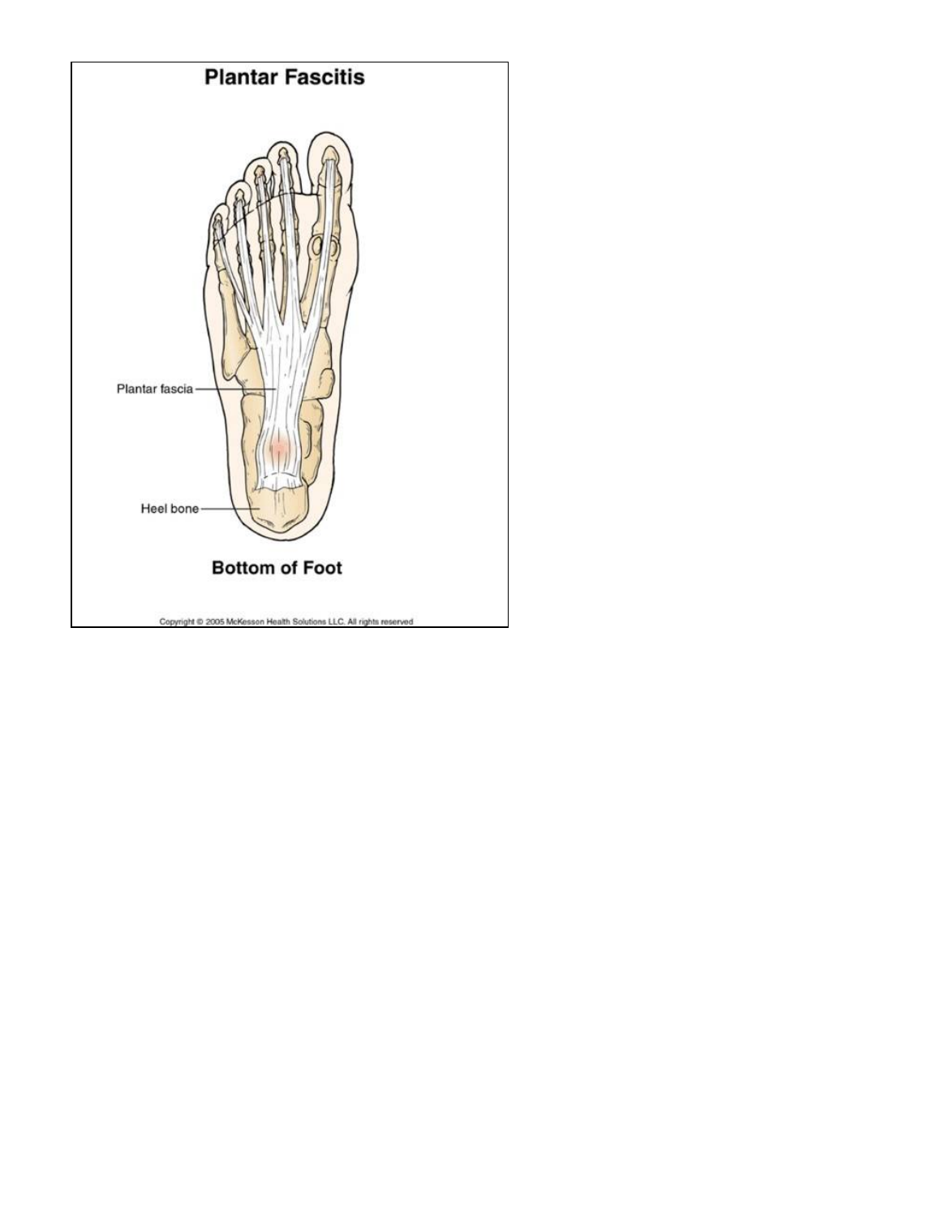Plantar Fascitis

Plantar fascia

Heel bone

Bottom of Foot

Copyright © 2005 McKesson Health Solutions LLC. All rights reserved